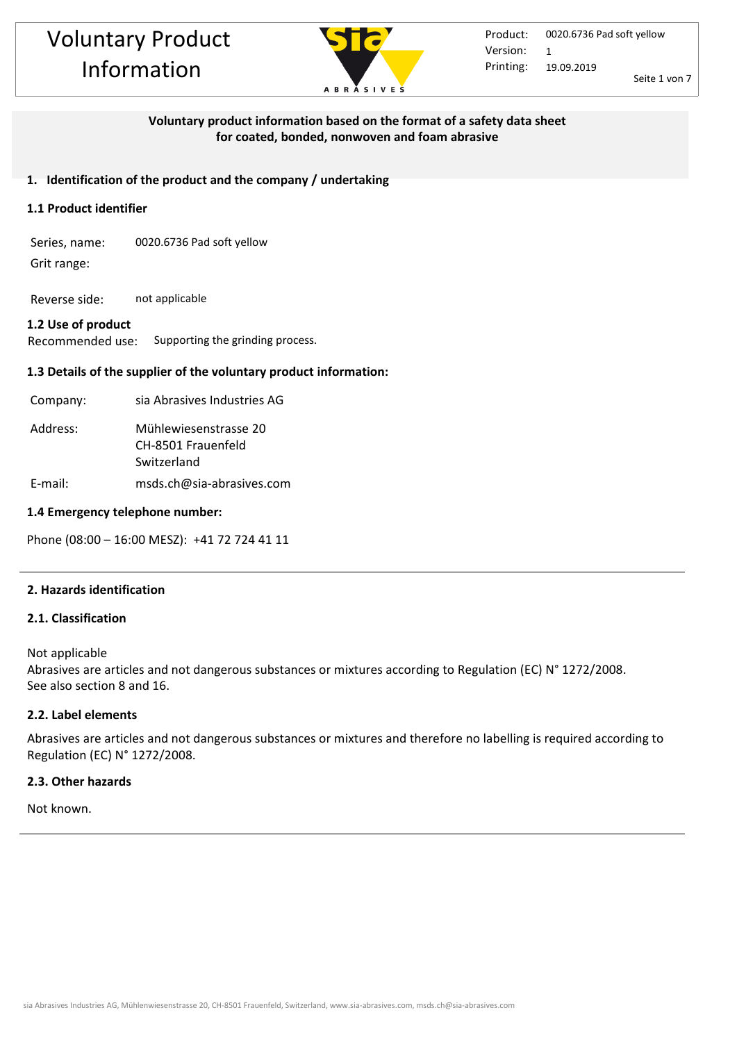# Voluntary Product Information

| | |
|---|---|
| Product: | 0020.6736 Pad soft yellow |
| Version: | 1 |
| Printing: | 19.09.2019 |

**Voluntary product information based on the format of a safety data sheet for coated, bonded, nonwoven and foam abrasive**

## 1. Identification of the product and the company / undertaking

### 1.1 Product identifier

Series, name: 0020.6736 Pad soft yellow

Grit range:

Reverse side: not applicable

### 1.2 Use of product

Recommended use: Supporting the grinding process.

### 1.3 Details of the supplier of the voluntary product information:

Company: sia Abrasives Industries AG

Address: Mühlewiesenstrasse 20
CH-8501 Frauenfeld
Switzerland

E-mail: msds.ch@sia-abrasives.com

### 1.4 Emergency telephone number:

Phone (08:00 – 16:00 MESZ): +41 72 724 41 11

## 2. Hazards identification

### 2.1. Classification

Not applicable
Abrasives are articles and not dangerous substances or mixtures according to Regulation (EC) N° 1272/2008.
See also section 8 and 16.

### 2.2. Label elements

Abrasives are articles and not dangerous substances or mixtures and therefore no labelling is required according to Regulation (EC) N° 1272/2008.

### 2.3. Other hazards

Not known.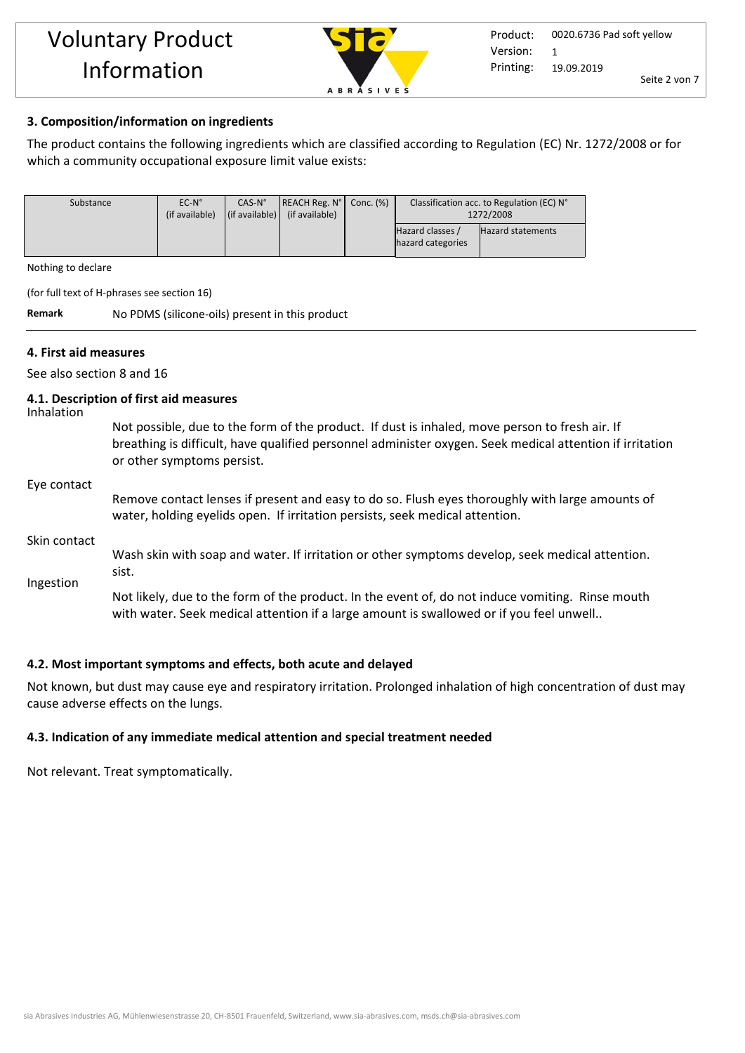## 3. Composition/information on ingredients

The product contains the following ingredients which are classified according to Regulation (EC) Nr. 1272/2008 or for which a community occupational exposure limit value exists:

| Substance | EC-N° (if available) | CAS-N° (if available) | REACH Reg. N° (if available) | Conc. (%) | Classification acc. to Regulation (EC) N° 1272/2008 | |
|---|---|---|---|---|---|---|
| | | | | | Hazard classes / hazard categories | Hazard statements |

Nothing to declare

(for full text of H-phrases see section 16)

**Remark** No PDMS (silicone-oils) present in this product

## 4. First aid measures

See also section 8 and 16

### 4.1. Description of first aid measures

Inhalation

Not possible, due to the form of the product. If dust is inhaled, move person to fresh air. If breathing is difficult, have qualified personnel administer oxygen. Seek medical attention if irritation or other symptoms persist.

Eye contact

Remove contact lenses if present and easy to do so. Flush eyes thoroughly with large amounts of water, holding eyelids open. If irritation persists, seek medical attention.

Skin contact

Wash skin with soap and water. If irritation or other symptoms develop, seek medical attention. sist.

Ingestion

Not likely, due to the form of the product. In the event of, do not induce vomiting. Rinse mouth with water. Seek medical attention if a large amount is swallowed or if you feel unwell..

### 4.2. Most important symptoms and effects, both acute and delayed

Not known, but dust may cause eye and respiratory irritation. Prolonged inhalation of high concentration of dust may cause adverse effects on the lungs.

### 4.3. Indication of any immediate medical attention and special treatment needed

Not relevant. Treat symptomatically.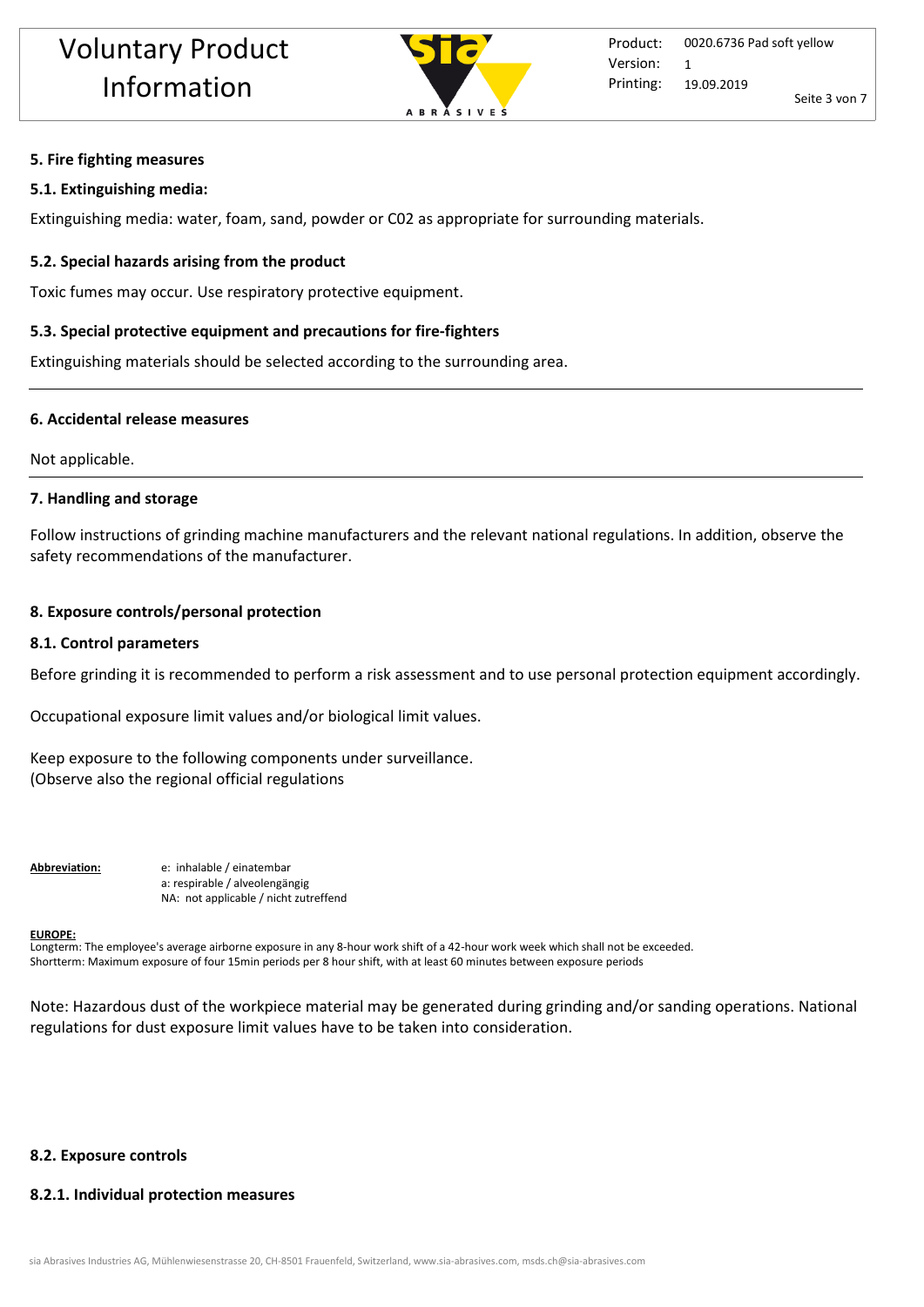## 5. Fire fighting measures

### 5.1. Extinguishing media:

Extinguishing media: water, foam, sand, powder or C02 as appropriate for surrounding materials.

### 5.2. Special hazards arising from the product

Toxic fumes may occur. Use respiratory protective equipment.

### 5.3. Special protective equipment and precautions for fire-fighters

Extinguishing materials should be selected according to the surrounding area.

## 6. Accidental release measures

Not applicable.

## 7. Handling and storage

Follow instructions of grinding machine manufacturers and the relevant national regulations. In addition, observe the safety recommendations of the manufacturer.

## 8. Exposure controls/personal protection

### 8.1. Control parameters

Before grinding it is recommended to perform a risk assessment and to use personal protection equipment accordingly.

Occupational exposure limit values and/or biological limit values.

Keep exposure to the following components under surveillance.
(Observe also the regional official regulations

**Abbreviation:**
e: inhalable / einatembar
a: respirable / alveolengängig
NA: not applicable / nicht zutreffend

**EUROPE:**
Longterm: The employee's average airborne exposure in any 8-hour work shift of a 42-hour work week which shall not be exceeded.
Shortterm: Maximum exposure of four 15min periods per 8 hour shift, with at least 60 minutes between exposure periods

Note: Hazardous dust of the workpiece material may be generated during grinding and/or sanding operations. National regulations for dust exposure limit values have to be taken into consideration.

### 8.2. Exposure controls

#### 8.2.1. Individual protection measures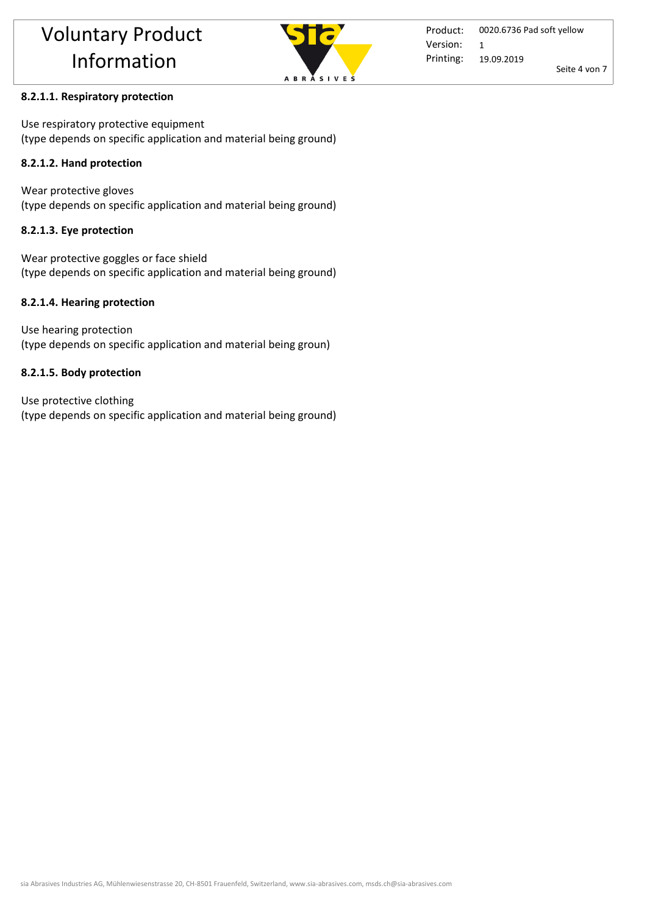#### 8.2.1.1. Respiratory protection

Use respiratory protective equipment
(type depends on specific application and material being ground)

#### 8.2.1.2. Hand protection

Wear protective gloves
(type depends on specific application and material being ground)

#### 8.2.1.3. Eye protection

Wear protective goggles or face shield
(type depends on specific application and material being ground)

#### 8.2.1.4. Hearing protection

Use hearing protection
(type depends on specific application and material being groun)

#### 8.2.1.5. Body protection

Use protective clothing
(type depends on specific application and material being ground)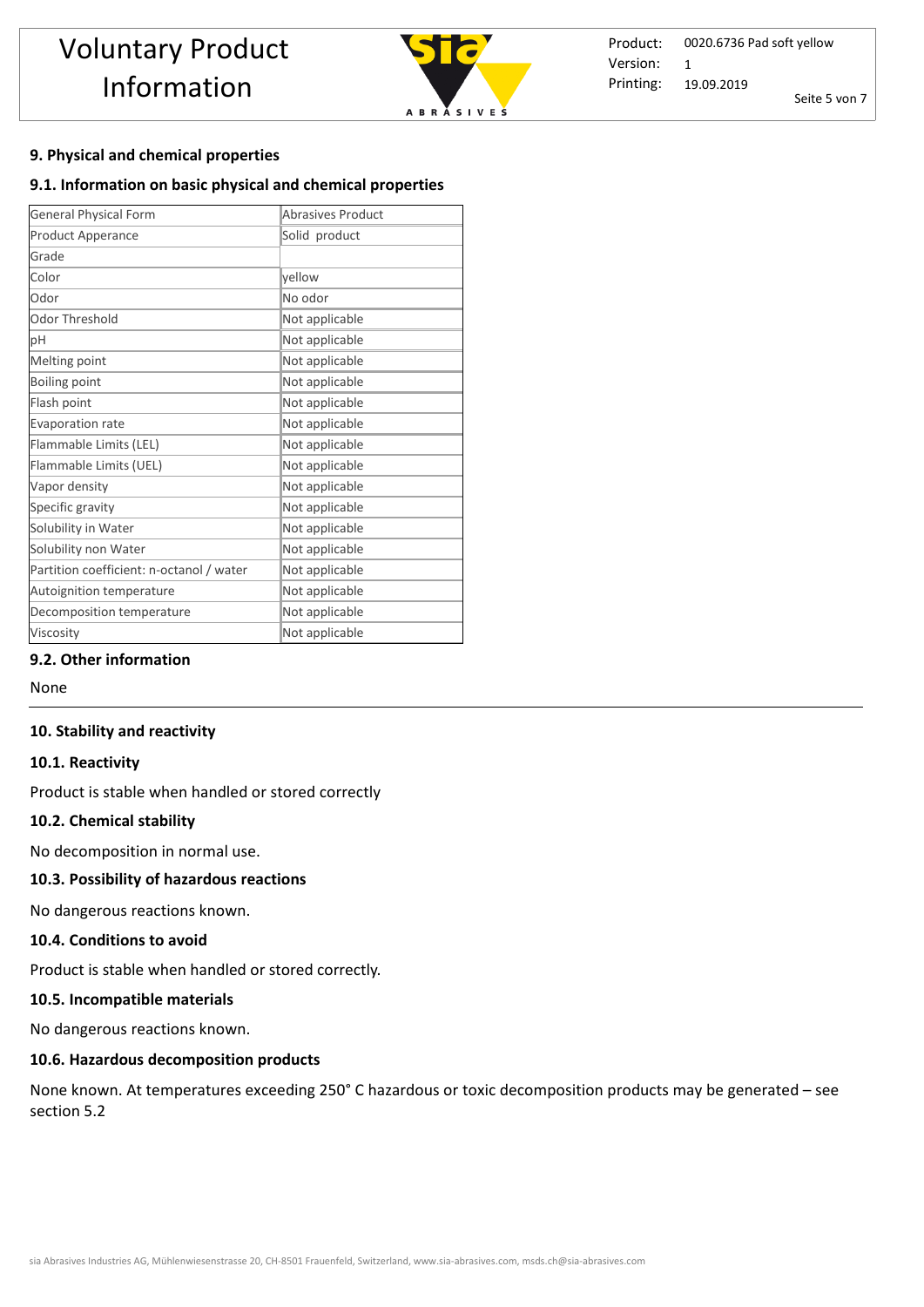## 9. Physical and chemical properties

### 9.1. Information on basic physical and chemical properties

| General Physical Form | Abrasives Product |
|---|---|
| Product Apperance | Solid product |
| Grade | |
| Color | yellow |
| Odor | No odor |
| Odor Threshold | Not applicable |
| pH | Not applicable |
| Melting point | Not applicable |
| Boiling point | Not applicable |
| Flash point | Not applicable |
| Evaporation rate | Not applicable |
| Flammable Limits (LEL) | Not applicable |
| Flammable Limits (UEL) | Not applicable |
| Vapor density | Not applicable |
| Specific gravity | Not applicable |
| Solubility in Water | Not applicable |
| Solubility non Water | Not applicable |
| Partition coefficient: n-octanol / water | Not applicable |
| Autoignition temperature | Not applicable |
| Decomposition temperature | Not applicable |
| Viscosity | Not applicable |

### 9.2. Other information

None

## 10. Stability and reactivity

### 10.1. Reactivity

Product is stable when handled or stored correctly

### 10.2. Chemical stability

No decomposition in normal use.

### 10.3. Possibility of hazardous reactions

No dangerous reactions known.

### 10.4. Conditions to avoid

Product is stable when handled or stored correctly.

### 10.5. Incompatible materials

No dangerous reactions known.

### 10.6. Hazardous decomposition products

None known. At temperatures exceeding 250° C hazardous or toxic decomposition products may be generated – see section 5.2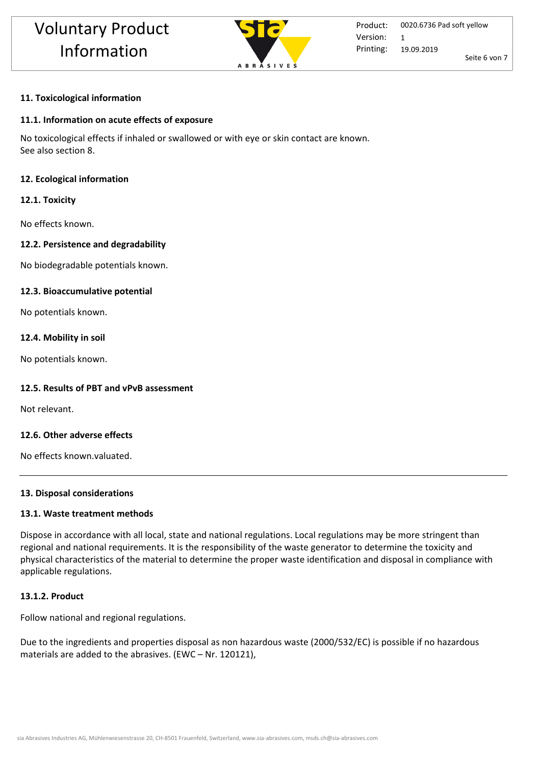## 11. Toxicological information

### 11.1. Information on acute effects of exposure

No toxicological effects if inhaled or swallowed or with eye or skin contact are known.
See also section 8.

## 12. Ecological information

### 12.1. Toxicity

No effects known.

### 12.2. Persistence and degradability

No biodegradable potentials known.

### 12.3. Bioaccumulative potential

No potentials known.

### 12.4. Mobility in soil

No potentials known.

### 12.5. Results of PBT and vPvB assessment

Not relevant.

### 12.6. Other adverse effects

No effects known.valuated.

---

## 13. Disposal considerations

### 13.1. Waste treatment methods

Dispose in accordance with all local, state and national regulations. Local regulations may be more stringent than regional and national requirements. It is the responsibility of the waste generator to determine the toxicity and physical characteristics of the material to determine the proper waste identification and disposal in compliance with applicable regulations.

#### 13.1.2. Product

Follow national and regional regulations.

Due to the ingredients and properties disposal as non hazardous waste (2000/532/EC) is possible if no hazardous materials are added to the abrasives. (EWC – Nr. 120121),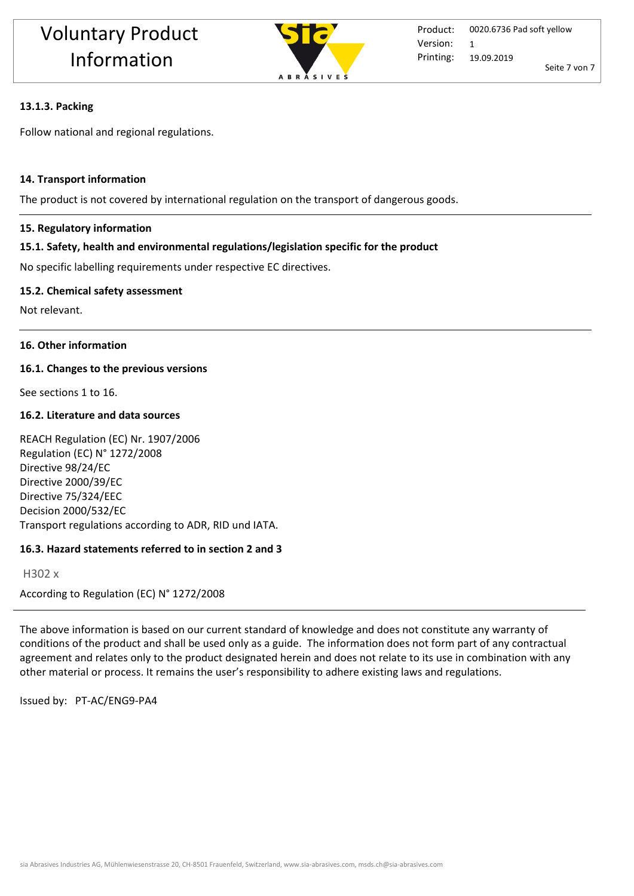#### 13.1.3. Packing

Follow national and regional regulations.

### 14. Transport information

The product is not covered by international regulation on the transport of dangerous goods.

### 15. Regulatory information

#### 15.1. Safety, health and environmental regulations/legislation specific for the product

No specific labelling requirements under respective EC directives.

#### 15.2. Chemical safety assessment

Not relevant.

### 16. Other information

#### 16.1. Changes to the previous versions

See sections 1 to 16.

#### 16.2. Literature and data sources

REACH Regulation (EC) Nr. 1907/2006
Regulation (EC) N° 1272/2008
Directive 98/24/EC
Directive 2000/39/EC
Directive 75/324/EEC
Decision 2000/532/EC
Transport regulations according to ADR, RID und IATA.

#### 16.3. Hazard statements referred to in section 2 and 3

H302 x

According to Regulation (EC) N° 1272/2008

---

The above information is based on our current standard of knowledge and does not constitute any warranty of conditions of the product and shall be used only as a guide. The information does not form part of any contractual agreement and relates only to the product designated herein and does not relate to its use in combination with any other material or process. It remains the user's responsibility to adhere existing laws and regulations.

Issued by: PT-AC/ENG9-PA4